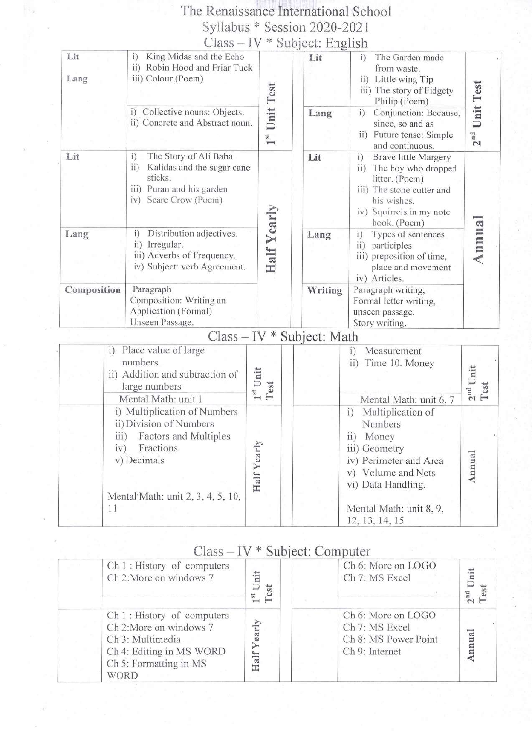# The Renaissance International School

## Syllabus * Session 2020-2021

### Class – IV * Subject: English

| | | | | | | |
|---|---|---|---|---|---|---|
| Lit | i) King Midas and the Echo<br>ii) Robin Hood and Friar Tuck<br>iii) Colour (Poem) | 1st Unit Test | | Lit | i) The Garden made from waste.<br>ii) Little wing Tip<br>iii) The story of Fidgety Philip (Poem) | 2nd Unit Test |
| Lang | i) Collective nouns: Objects.<br>ii) Concrete and Abstract noun. | | | Lang | i) Conjunction: Because, since, so and as<br>ii) Future tense: Simple and continuous. | |
| Lit | i) The Story of Ali Baba<br>ii) Kalidas and the sugar cane sticks.<br>iii) Puran and his garden<br>iv) Scare Crow (Poem) | Half Yearly | | Lit | i) Brave little Margery<br>ii) The boy who dropped litter. (Poem)<br>iii) The stone cutter and his wishes.<br>iv) Squirrels in my note book. (Poem) | Annual |
| Lang | i) Distribution adjectives.<br>ii) Irregular.<br>iii) Adverbs of Frequency.<br>iv) Subject: verb Agreement. | | | Lang | i) Types of sentences<br>ii) participles<br>iii) preposition of time, place and movement<br>iv) Articles. | |
| Composition | Paragraph<br>Composition: Writing an Application (Formal)<br>Unseen Passage. | | | Writing | Paragraph writing,<br>Formal letter writing,<br>unseen passage.<br>Story writing. | |

### Class – IV * Subject: Math

| | | | | | | |
|---|---|---|---|---|---|---|
| | i) Place value of large numbers<br>ii) Addition and subtraction of large numbers<br>Mental Math: unit 1 | 1st Unit Test | | | i) Measurement<br>ii) Time 10. Money<br>Mental Math: unit 6, 7 | 2nd Unit Test |
| | i) Multiplication of Numbers<br>ii) Division of Numbers<br>iii) Factors and Multiples<br>iv) Fractions<br>v) Decimals<br>Mental Math: unit 2, 3, 4, 5, 10, 11 | Half Yearly | | | i) Multiplication of Numbers<br>ii) Money<br>iii) Geometry<br>iv) Perimeter and Area<br>v) Volume and Nets<br>vi) Data Handling.<br>Mental Math: unit 8, 9, 12, 13, 14, 15 | Annual |

### Class – IV * Subject: Computer

| | | | | | | |
|---|---|---|---|---|---|---|
| | Ch 1 : History of computers<br>Ch 2:More on windows 7 | 1st Unit Test | | | Ch 6: More on LOGO<br>Ch 7: MS Excel | 2nd Unit Test |
| | Ch 1 : History of computers<br>Ch 2:More on windows 7<br>Ch 3: Multimedia<br>Ch 4: Editing in MS WORD<br>Ch 5: Formatting in MS WORD | Half Yearly | | | Ch 6: More on LOGO<br>Ch 7: MS Excel<br>Ch 8: MS Power Point<br>Ch 9: Internet | Annual |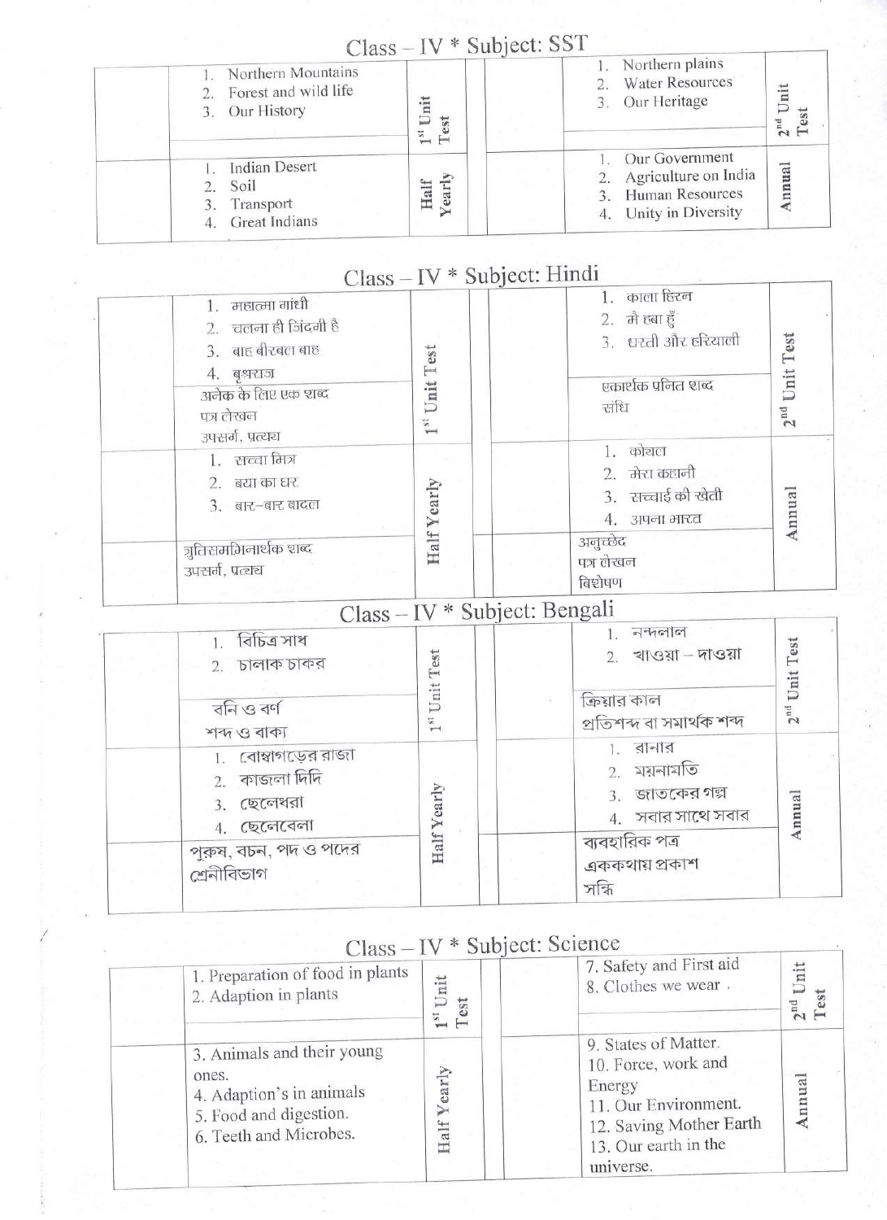## Class – IV * Subject: SST

| | | | | | |
|---|---|---|---|---|---|
| | 1. Northern Mountains<br>2. Forest and wild life<br>3. Our History | 1st Unit Test | | 1. Northern plains<br>2. Water Resources<br>3. Our Heritage | 2nd Unit Test |
| | 1. Indian Desert<br>2. Soil<br>3. Transport<br>4. Great Indians | Half Yearly | | 1. Our Government<br>2. Agriculture on India<br>3. Human Resources<br>4. Unity in Diversity | Annual |

## Class – IV * Subject: Hindi

| | | | | | |
|---|---|---|---|---|---|
| | 1. महात्मा गांधी<br>2. चलना ही जिंदगी है<br>3. वाह बीरबल वाह<br>4. वृक्षराज<br>अनेक के लिए एक शब्द<br>पत्र लेखन<br>उपसर्ग, प्रत्यय | 1st Unit Test | | 1. काला हिरन<br>2. मै हवा हूँ<br>3. धरती और हरियाली<br>एकार्थक प्रनित शब्द<br>संधि | 2nd Unit Test |
| | 1. सच्चा मित्र<br>2. बया का घर<br>3. बार–बार बादल<br>श्रुतिसमभिनार्थक शब्द<br>उपसर्ग, प्रत्यय | Half Yearly | | 1. कोयल<br>2. मेरा कहानी<br>3. सच्चाई की खेती<br>4. अपना भारत<br>अनुच्छेद<br>पत्र लेखन<br>विशेषण | Annual |

## Class – IV * Subject: Bengali

| | | | | | |
|---|---|---|---|---|---|
| | 1. বিচিত্র সাধ<br>2. চালাক চাকর<br>ধ্বনি ও বর্ণ<br>শব্দ ও বাক্য | 1st Unit Test | | 1. নন্দলাল<br>2. খাওয়া – দাওয়া<br>ক্রিয়ার কাল<br>প্রতিশব্দ বা সমার্থক শব্দ | 2nd Unit Test |
| | 1. বোম্বাগড়ের রাজা<br>2. কাজলা দিদি<br>3. ছেলেধরা<br>4. ছেলেবেলা<br>পুরুষ, বচন, পদ ও পদের শ্রেনীবিভাগ | Half Yearly | | 1. রানার<br>2. ময়নামতি<br>3. জাতকের গল্প<br>4. সবার সাথে সবার<br>ব্যবহারিক পত্র<br>এককথায় প্রকাশ<br>সন্ধি | Annual |

## Class – IV * Subject: Science

| | | | | | |
|---|---|---|---|---|---|
| | 1. Preparation of food in plants<br>2. Adaption in plants | 1st Unit Test | | 7. Safety and First aid<br>8. Clothes we wear . | 2nd Unit Test |
| | 3. Animals and their young ones.<br>4. Adaption's in animals<br>5. Food and digestion.<br>6. Teeth and Microbes. | Half Yearly | | 9. States of Matter.<br>10. Force, work and Energy<br>11. Our Environment.<br>12. Saving Mother Earth<br>13. Our earth in the universe. | Annual |